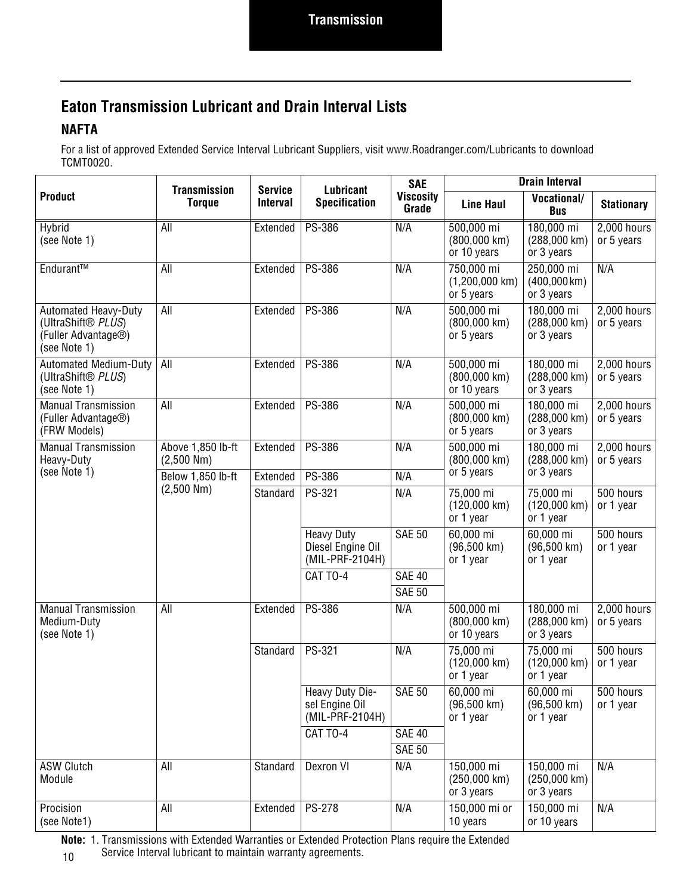## Eaton Transmission Lubricant and Drain Interval Lists

### NAFTA

For a list of approved Extended Service Interval Lubricant Suppliers, visit www.Roadranger.com/Lubricants to download TCMT0020.

| Product | Transmission Torque | Service Interval | Lubricant Specification | SAE Viscosity Grade | Drain Interval | | |
|---|---|---|---|---|---|---|---|
| | | | | | Line Haul | Vocational/ Bus | Stationary |
| Hybrid (see Note 1) | All | Extended | PS-386 | N/A | 500,000 mi (800,000 km) or 10 years | 180,000 mi (288,000 km) or 3 years | 2,000 hours or 5 years |
| Endurant™ | All | Extended | PS-386 | N/A | 750,000 mi (1,200,000 km) or 5 years | 250,000 mi (400,000 km) or 3 years | N/A |
| Automated Heavy-Duty (UltraShift® *PLUS*) (Fuller Advantage®) (see Note 1) | All | Extended | PS-386 | N/A | 500,000 mi (800,000 km) or 5 years | 180,000 mi (288,000 km) or 3 years | 2,000 hours or 5 years |
| Automated Medium-Duty (UltraShift® *PLUS*) (see Note 1) | All | Extended | PS-386 | N/A | 500,000 mi (800,000 km) or 10 years | 180,000 mi (288,000 km) or 3 years | 2,000 hours or 5 years |
| Manual Transmission (Fuller Advantage®) (FRW Models) | All | Extended | PS-386 | N/A | 500,000 mi (800,000 km) or 5 years | 180,000 mi (288,000 km) or 3 years | 2,000 hours or 5 years |
| Manual Transmission Heavy-Duty (see Note 1) | Above 1,850 lb-ft (2,500 Nm) | Extended | PS-386 | N/A | 500,000 mi (800,000 km) or 5 years | 180,000 mi (288,000 km) or 3 years | 2,000 hours or 5 years |
| | Below 1,850 lb-ft (2,500 Nm) | Extended | PS-386 | N/A | | | |
| | | Standard | PS-321 | N/A | 75,000 mi (120,000 km) or 1 year | 75,000 mi (120,000 km) or 1 year | 500 hours or 1 year |
| | | | Heavy Duty Diesel Engine Oil (MIL-PRF-2104H) | SAE 50 | 60,000 mi (96,500 km) or 1 year | 60,000 mi (96,500 km) or 1 year | 500 hours or 1 year |
| | | | CAT TO-4 | SAE 40 | | | |
| | | | | SAE 50 | | | |
| Manual Transmission Medium-Duty (see Note 1) | All | Extended | PS-386 | N/A | 500,000 mi (800,000 km) or 10 years | 180,000 mi (288,000 km) or 3 years | 2,000 hours or 5 years |
| | | Standard | PS-321 | N/A | 75,000 mi (120,000 km) or 1 year | 75,000 mi (120,000 km) or 1 year | 500 hours or 1 year |
| | | | Heavy Duty Diesel Engine Oil (MIL-PRF-2104H) | SAE 50 | 60,000 mi (96,500 km) or 1 year | 60,000 mi (96,500 km) or 1 year | 500 hours or 1 year |
| | | | CAT TO-4 | SAE 40 | | | |
| | | | | SAE 50 | | | |
| ASW Clutch Module | All | Standard | Dexron VI | N/A | 150,000 mi (250,000 km) or 3 years | 150,000 mi (250,000 km) or 3 years | N/A |
| Procision (see Note1) | All | Extended | PS-278 | N/A | 150,000 mi or 10 years | 150,000 mi or 10 years | N/A |

**Note:** 1. Transmissions with Extended Warranties or Extended Protection Plans require the Extended Service Interval lubricant to maintain warranty agreements.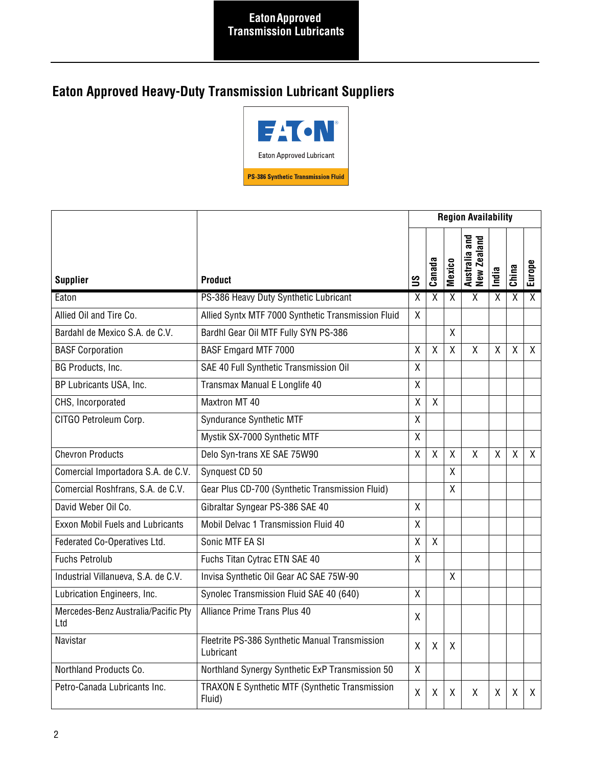# Eaton Approved Heavy-Duty Transmission Lubricant Suppliers

Eaton Approved Lubricant

PS-386 Synthetic Transmission Fluid

| Supplier | Product | Region Availability | | | | | | |
|---|---|---|---|---|---|---|---|---|
| | | US | Canada | Mexico | Australia and New Zealand | India | China | Europe |
| Eaton | PS-386 Heavy Duty Synthetic Lubricant | X | X | X | X | X | X | X |
| Allied Oil and Tire Co. | Allied Syntx MTF 7000 Synthetic Transmission Fluid | X | | | | | | |
| Bardahl de Mexico S.A. de C.V. | Bardhl Gear Oil MTF Fully SYN PS-386 | | | X | | | | |
| BASF Corporation | BASF Emgard MTF 7000 | X | X | X | X | X | X | X |
| BG Products, Inc. | SAE 40 Full Synthetic Transmission Oil | X | | | | | | |
| BP Lubricants USA, Inc. | Transmax Manual E Longlife 40 | X | | | | | | |
| CHS, Incorporated | Maxtron MT 40 | X | X | | | | | |
| CITGO Petroleum Corp. | Syndurance Synthetic MTF | X | | | | | | |
| | Mystik SX-7000 Synthetic MTF | X | | | | | | |
| Chevron Products | Delo Syn-trans XE SAE 75W90 | X | X | X | X | X | X | X |
| Comercial Importadora S.A. de C.V. | Synquest CD 50 | | | X | | | | |
| Comercial Roshfrans, S.A. de C.V. | Gear Plus CD-700 (Synthetic Transmission Fluid) | | | X | | | | |
| David Weber Oil Co. | Gibraltar Syngear PS-386 SAE 40 | X | | | | | | |
| Exxon Mobil Fuels and Lubricants | Mobil Delvac 1 Transmission Fluid 40 | X | | | | | | |
| Federated Co-Operatives Ltd. | Sonic MTF EA SI | X | X | | | | | |
| Fuchs Petrolub | Fuchs Titan Cytrac ETN SAE 40 | X | | | | | | |
| Industrial Villanueva, S.A. de C.V. | Invisa Synthetic Oil Gear AC SAE 75W-90 | | | X | | | | |
| Lubrication Engineers, Inc. | Synolec Transmission Fluid SAE 40 (640) | X | | | | | | |
| Mercedes-Benz Australia/Pacific Pty Ltd | Alliance Prime Trans Plus 40 | X | | | | | | |
| Navistar | Fleetrite PS-386 Synthetic Manual Transmission Lubricant | X | X | X | | | | |
| Northland Products Co. | Northland Synergy Synthetic ExP Transmission 50 | X | | | | | | |
| Petro-Canada Lubricants Inc. | TRAXON E Synthetic MTF (Synthetic Transmission Fluid) | X | X | X | X | X | X | X |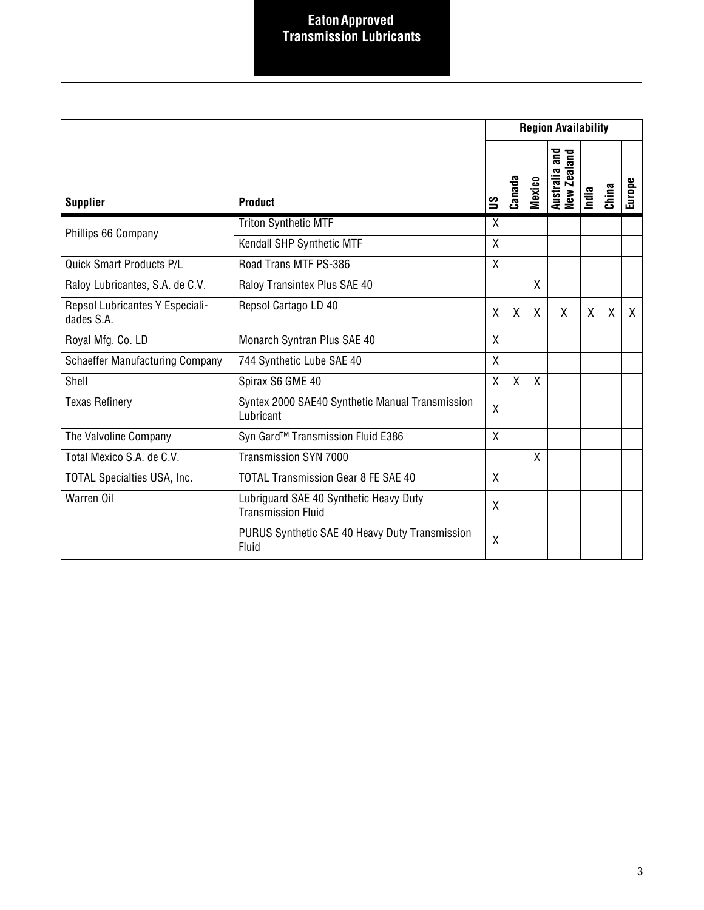# Eaton Approved Transmission Lubricants

| Supplier | Product | Region Availability | | | | | | |
|---|---|---|---|---|---|---|---|---|
| | | US | Canada | Mexico | Australia and New Zealand | India | China | Europe |
| Phillips 66 Company | Triton Synthetic MTF | X | | | | | | |
| | Kendall SHP Synthetic MTF | X | | | | | | |
| Quick Smart Products P/L | Road Trans MTF PS-386 | X | | | | | | |
| Raloy Lubricantes, S.A. de C.V. | Raloy Transintex Plus SAE 40 | | | X | | | | |
| Repsol Lubricantes Y Especiali-dades S.A. | Repsol Cartago LD 40 | X | X | X | X | X | X | X |
| Royal Mfg. Co. LD | Monarch Syntran Plus SAE 40 | X | | | | | | |
| Schaeffer Manufacturing Company | 744 Synthetic Lube SAE 40 | X | | | | | | |
| Shell | Spirax S6 GME 40 | X | X | X | | | | |
| Texas Refinery | Syntex 2000 SAE40 Synthetic Manual Transmission Lubricant | X | | | | | | |
| The Valvoline Company | Syn Gard™ Transmission Fluid E386 | X | | | | | | |
| Total Mexico S.A. de C.V. | Transmission SYN 7000 | | | X | | | | |
| TOTAL Specialties USA, Inc. | TOTAL Transmission Gear 8 FE SAE 40 | X | | | | | | |
| Warren Oil | Lubriguard SAE 40 Synthetic Heavy Duty Transmission Fluid | X | | | | | | |
| | PURUS Synthetic SAE 40 Heavy Duty Transmission Fluid | X | | | | | | |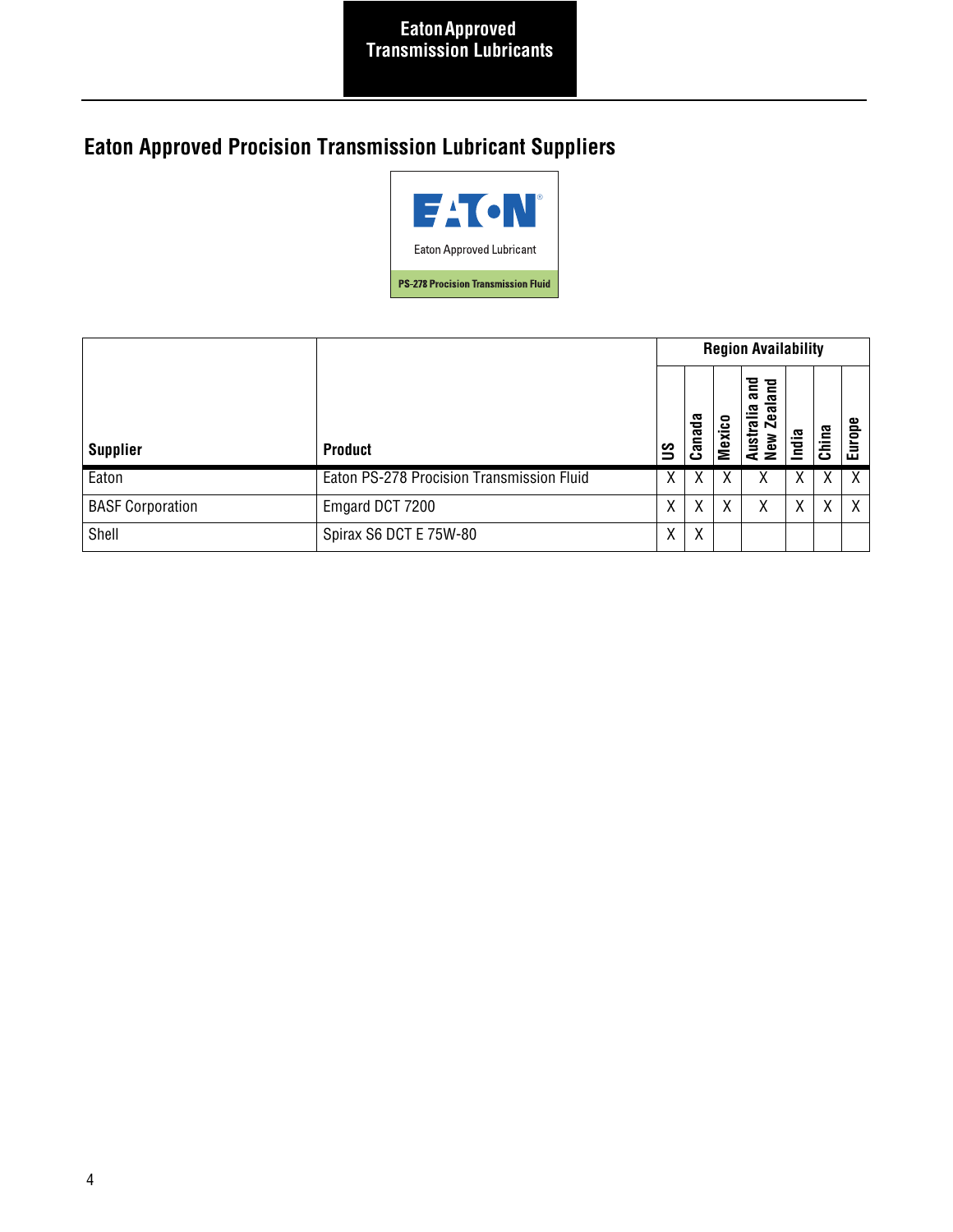# Eaton Approved Procision Transmission Lubricant Suppliers

Eaton Approved Lubricant

PS-278 Procision Transmission Fluid

| Supplier | Product | Region Availability | | | | | | |
|---|---|---|---|---|---|---|---|---|
| | | US | Canada | Mexico | Australia and New Zealand | India | China | Europe |
| Eaton | Eaton PS-278 Procision Transmission Fluid | X | X | X | X | X | X | X |
| BASF Corporation | Emgard DCT 7200 | X | X | X | X | X | X | X |
| Shell | Spirax S6 DCT E 75W-80 | X | X | | | | | |